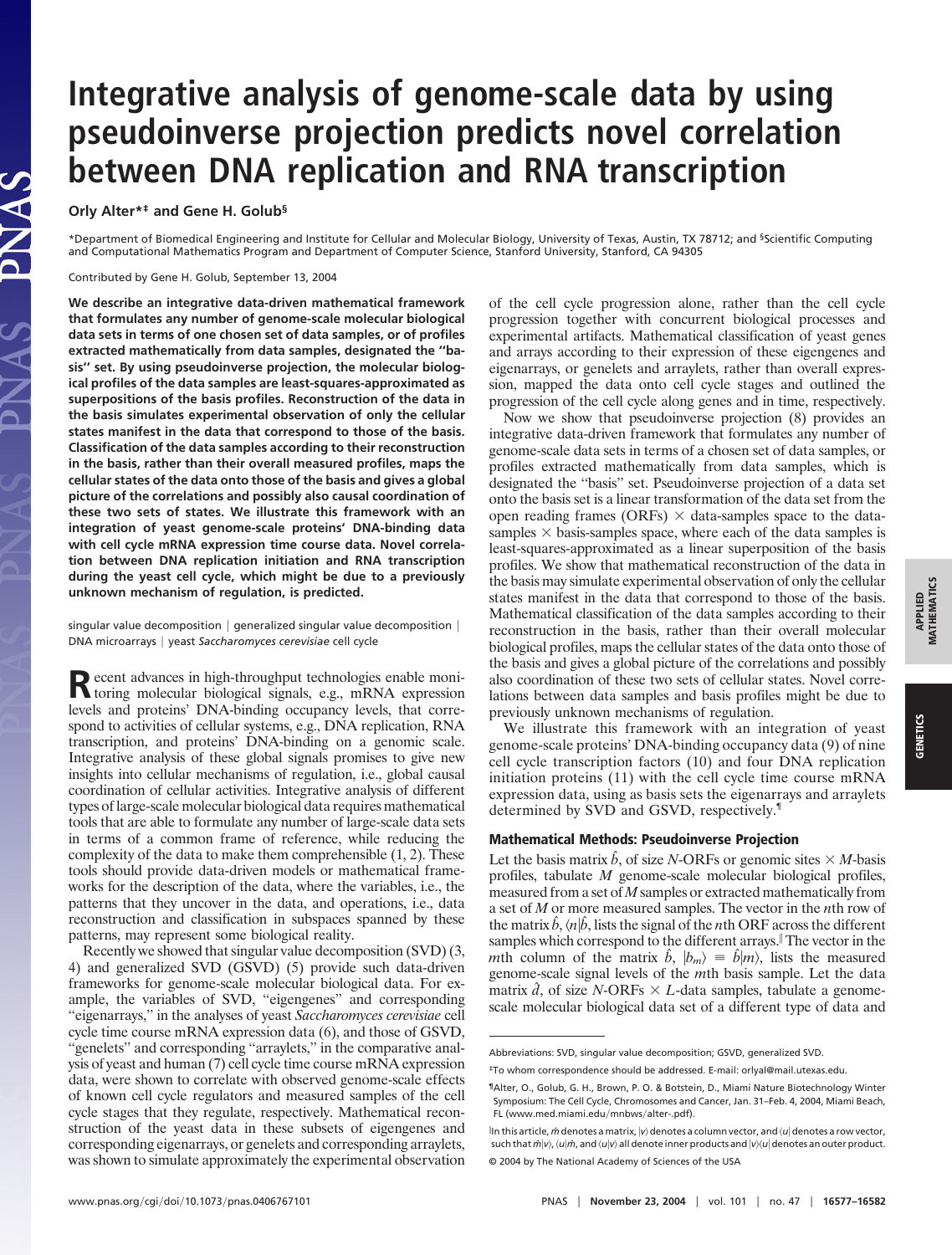# Integrative analysis of genome-scale data by using pseudoinverse projection predicts novel correlation between DNA replication and RNA transcription

**Orly Alter*‡ and Gene H. Golub§**

*Department of Biomedical Engineering and Institute for Cellular and Molecular Biology, University of Texas, Austin, TX 78712; and §Scientific Computing and Computational Mathematics Program and Department of Computer Science, Stanford University, Stanford, CA 94305

Contributed by Gene H. Golub, September 13, 2004

**We describe an integrative data-driven mathematical framework that formulates any number of genome-scale molecular biological data sets in terms of one chosen set of data samples, or of profiles extracted mathematically from data samples, designated the "basis" set. By using pseudoinverse projection, the molecular biological profiles of the data samples are least-squares-approximated as superpositions of the basis profiles. Reconstruction of the data in the basis simulates experimental observation of only the cellular states manifest in the data that correspond to those of the basis. Classification of the data samples according to their reconstruction in the basis, rather than their overall measured profiles, maps the cellular states of the data onto those of the basis and gives a global picture of the correlations and possibly also causal coordination of these two sets of states. We illustrate this framework with an integration of yeast genome-scale proteins' DNA-binding data with cell cycle mRNA expression time course data. Novel correlation between DNA replication initiation and RNA transcription during the yeast cell cycle, which might be due to a previously unknown mechanism of regulation, is predicted.**

singular value decomposition | generalized singular value decomposition | DNA microarrays | yeast *Saccharomyces cerevisiae* cell cycle

Recent advances in high-throughput technologies enable monitoring molecular biological signals, e.g., mRNA expression levels and proteins' DNA-binding occupancy levels, that correspond to activities of cellular systems, e.g., DNA replication, RNA transcription, and proteins' DNA-binding on a genomic scale. Integrative analysis of these global signals promises to give new insights into cellular mechanisms of regulation, i.e., global causal coordination of cellular activities. Integrative analysis of different types of large-scale molecular biological data requires mathematical tools that are able to formulate any number of large-scale data sets in terms of a common frame of reference, while reducing the complexity of the data to make them comprehensible (1, 2). These tools should provide data-driven models or mathematical frameworks for the description of the data, where the variables, i.e., the patterns that they uncover in the data, and operations, i.e., data reconstruction and classification in subspaces spanned by these patterns, may represent some biological reality.

Recently we showed that singular value decomposition (SVD) (3, 4) and generalized SVD (GSVD) (5) provide such data-driven frameworks for genome-scale molecular biological data. For example, the variables of SVD, "eigengenes" and corresponding "eigenarrays," in the analyses of yeast *Saccharomyces cerevisiae* cell cycle time course mRNA expression data (6), and those of GSVD, "genelets" and corresponding "arraylets," in the comparative analysis of yeast and human (7) cell cycle time course mRNA expression data, were shown to correlate with observed genome-scale effects of known cell cycle regulators and measured samples of the cell cycle stages that they regulate, respectively. Mathematical reconstruction of the yeast data in these subsets of eigengenes and corresponding eigenarrays, or genelets and corresponding arraylets, was shown to simulate approximately the experimental observation of the cell cycle progression alone, rather than the cell cycle progression together with concurrent biological processes and experimental artifacts. Mathematical classification of yeast genes and arrays according to their expression of these eigengenes and eigenarrays, or genelets and arraylets, rather than overall expression, mapped the data onto cell cycle stages and outlined the progression of the cell cycle along genes and in time, respectively.

Now we show that pseudoinverse projection (8) provides an integrative data-driven framework that formulates any number of genome-scale data sets in terms of a chosen set of data samples, or profiles extracted mathematically from data samples, which is designated the "basis" set. Pseudoinverse projection of a data set onto the basis set is a linear transformation of the data set from the open reading frames (ORFs) × data-samples space to the data-samples × basis-samples space, where each of the data samples is least-squares-approximated as a linear superposition of the basis profiles. We show that mathematical reconstruction of the data in the basis may simulate experimental observation of only the cellular states manifest in the data that correspond to those of the basis. Mathematical classification of the data samples according to their reconstruction in the basis, rather than their overall molecular biological profiles, maps the cellular states of the data onto those of the basis and gives a global picture of the correlations and possibly also coordination of these two sets of cellular states. Novel correlations between data samples and basis profiles might be due to previously unknown mechanisms of regulation.

We illustrate this framework with an integration of yeast genome-scale proteins' DNA-binding occupancy data (9) of nine cell cycle transcription factors (10) and four DNA replication initiation proteins (11) with the cell cycle time course mRNA expression data, using as basis sets the eigenarrays and arraylets determined by SVD and GSVD, respectively.¶

## Mathematical Methods: Pseudoinverse Projection

Let the basis matrix $\hat{b}$, of size $N$-ORFs or genomic sites × $M$-basis profiles, tabulate $M$ genome-scale molecular biological profiles, measured from a set of $M$ samples or extracted mathematically from a set of $M$ or more measured samples. The vector in the $n$th row of the matrix $\hat{b}$, $\langle n|\hat{b}$, lists the signal of the $n$th ORF across the different samples which correspond to the different arrays.‖ The vector in the $m$th column of the matrix $\hat{b}$, $|b_m\rangle \equiv \hat{b}|m\rangle$, lists the measured genome-scale signal levels of the $m$th basis sample. Let the data matrix $\hat{d}$, of size $N$-ORFs × $L$-data samples, tabulate a genome-scale molecular biological data set of a different type of data and

---

Abbreviations: SVD, singular value decomposition; GSVD, generalized SVD.

‡To whom correspondence should be addressed. E-mail: orlyal@mail.utexas.edu.

¶Alter, O., Golub, G. H., Brown, P. O. & Botstein, D., Miami Nature Biotechnology Winter Symposium: The Cell Cycle, Chromosomes and Cancer, Jan. 31–Feb. 4, 2004, Miami Beach, FL (www.med.miami.edu/mnbws/alter-.pdf).

‖In this article, $\hat{m}$ denotes a matrix, $|v\rangle$ denotes a column vector, and $\langle u|$ denotes a row vector, such that $\hat{m}|v\rangle$, $\langle u|\hat{m}$, and $\langle u|v\rangle$ all denote inner products and $|v\rangle\langle u|$ denotes an outer product.

© 2004 by The National Academy of Sciences of the USA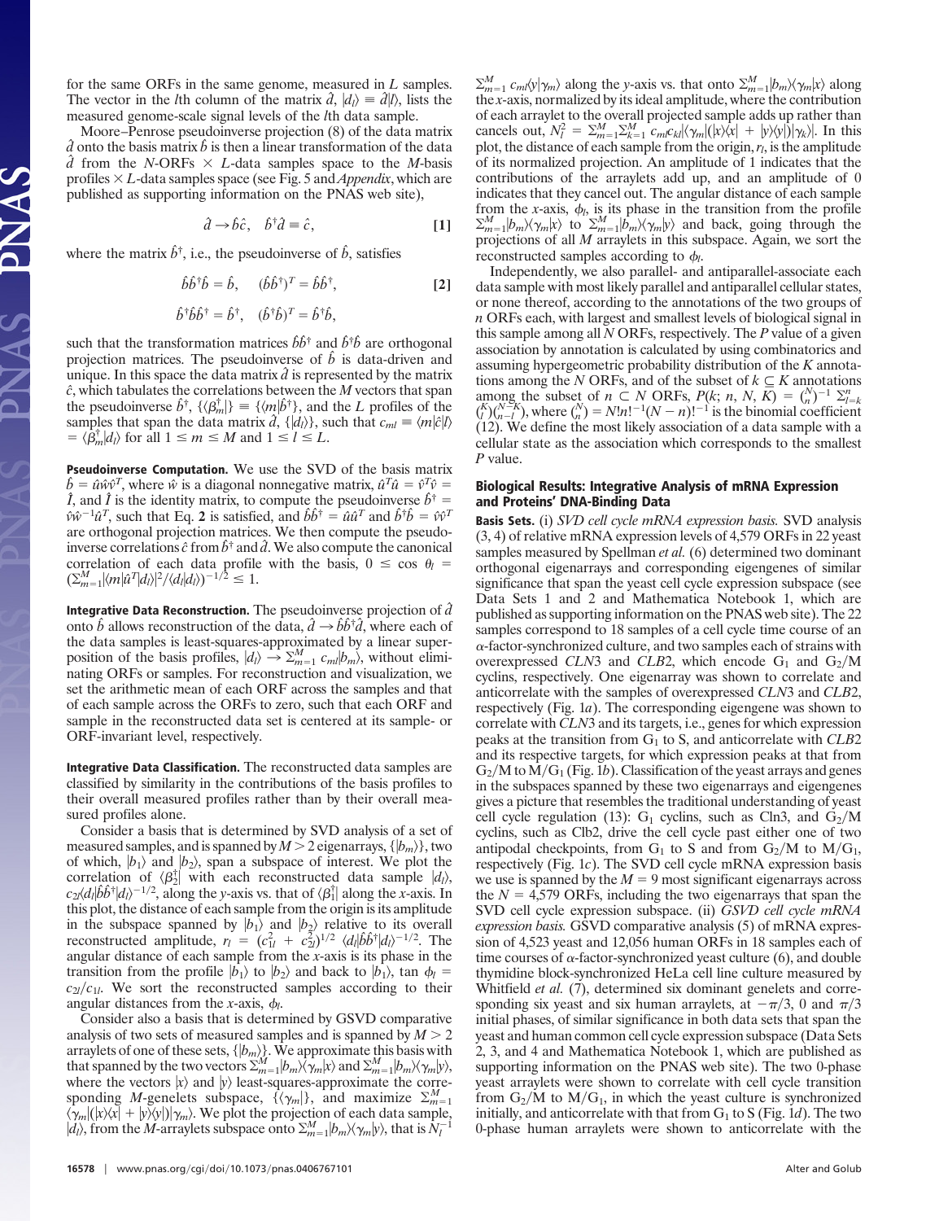for the same ORFs in the same genome, measured in $L$ samples. The vector in the $l$th column of the matrix $\hat{d}$, $|d_l\rangle \equiv \hat{d}|l\rangle$, lists the measured genome-scale signal levels of the $l$th data sample.

Moore–Penrose pseudoinverse projection (8) of the data matrix $\hat{d}$ onto the basis matrix $\hat{b}$ is then a linear transformation of the data $\hat{d}$ from the $N$-ORFs $\times$ $L$-data samples space to the $M$-basis profiles $\times$ $L$-data samples space (see Fig. 5 and *Appendix*, which are published as supporting information on the PNAS web site),

$$\hat{d} \to \hat{b}\hat{c}, \quad \hat{b}^{\dagger}\hat{d} \equiv \hat{c}, \tag{1}$$

where the matrix $\hat{b}^{\dagger}$, i.e., the pseudoinverse of $\hat{b}$, satisfies

$$\hat{b}\hat{b}^{\dagger}\hat{b} = \hat{b}, \quad (\hat{b}\hat{b}^{\dagger})^T = \hat{b}\hat{b}^{\dagger}, \tag{2}$$

$$\hat{b}^{\dagger}\hat{b}\hat{b}^{\dagger} = \hat{b}^{\dagger}, \quad (\hat{b}^{\dagger}\hat{b})^T = \hat{b}^{\dagger}\hat{b},$$

such that the transformation matrices $\hat{b}\hat{b}^{\dagger}$ and $\hat{b}^{\dagger}\hat{b}$ are orthogonal projection matrices. The pseudoinverse of $\hat{b}$ is data-driven and unique. In this space the data matrix $\hat{d}$ is represented by the matrix $\hat{c}$, which tabulates the correlations between the $M$ vectors that span the pseudoinverse $\hat{b}^{\dagger}$, $\{\langle\beta_m^{\dagger}|\} \equiv \{\langle m|\hat{b}^{\dagger}\}$, and the $L$ profiles of the samples that span the data matrix $\hat{d}$, $\{|d_l\rangle\}$, such that $c_{ml} \equiv \langle m|\hat{c}|l\rangle = \langle\beta_m^{\dagger}|d_l\rangle$ for all $1 \leq m \leq M$ and $1 \leq l \leq L$.

**Pseudoinverse Computation.** We use the SVD of the basis matrix $\hat{b} = \hat{u}\hat{w}\hat{v}^T$, where $\hat{w}$ is a diagonal nonnegative matrix, $\hat{u}^T\hat{u} = \hat{v}^T\hat{v} = \hat{I}$, and $\hat{I}$ is the identity matrix, to compute the pseudoinverse $\hat{b}^{\dagger} = \hat{v}\hat{w}^{-1}\hat{u}^T$, such that Eq. **2** is satisfied, and $\hat{b}\hat{b}^{\dagger} = \hat{u}\hat{u}^T$ and $\hat{b}^{\dagger}\hat{b} = \hat{v}\hat{v}^T$ are orthogonal projection matrices. We then compute the pseudoinverse correlations $\hat{c}$ from $\hat{b}^{\dagger}$ and $\hat{d}$. We also compute the canonical correlation of each data profile with the basis, $0 \leq \cos\,\theta_l = (\sum_{m=1}^{M}|\langle m|\hat{u}^T|d_l\rangle|^2/\langle d_l|d_l\rangle)^{-1/2} \leq 1$.

**Integrative Data Reconstruction.** The pseudoinverse projection of $\hat{d}$ onto $\hat{b}$ allows reconstruction of the data, $\hat{d} \to \hat{b}\hat{b}^{\dagger}\hat{d}$, where each of the data samples is least-squares-approximated by a linear superposition of the basis profiles, $|d_l\rangle \to \sum_{m=1}^{M} c_{ml}|b_m\rangle$, without eliminating ORFs or samples. For reconstruction and visualization, we set the arithmetic mean of each ORF across the samples and that of each sample across the ORFs to zero, such that each ORF and sample in the reconstructed data set is centered at its sample- or ORF-invariant level, respectively.

**Integrative Data Classification.** The reconstructed data samples are classified by similarity in the contributions of the basis profiles to their overall measured profiles rather than by their overall measured profiles alone.

Consider a basis that is determined by SVD analysis of a set of measured samples, and is spanned by $M > 2$ eigenarrays, $\{|b_m\rangle\}$, two of which, $|b_1\rangle$ and $|b_2\rangle$, span a subspace of interest. We plot the correlation of $\langle\beta_2^{\dagger}|$ with each reconstructed data sample $|d_l\rangle$, $c_{2l}\langle d_l|\hat{b}\hat{b}^{\dagger}|d_l\rangle^{-1/2}$, along the $y$-axis vs. that of $\langle\beta_1^{\dagger}|$ along the $x$-axis. In this plot, the distance of each sample from the origin is its amplitude in the subspace spanned by $|b_1\rangle$ and $|b_2\rangle$ relative to its overall reconstructed amplitude, $r_l = (c_{1l}^2 + c_{2l}^2)^{1/2}\langle d_l|\hat{b}\hat{b}^{\dagger}|d_l\rangle^{-1/2}$. The angular distance of each sample from the $x$-axis is its phase in the transition from the profile $|b_1\rangle$ to $|b_2\rangle$ and back to $|b_1\rangle$, $\tan\,\phi_l = c_{2l}/c_{1l}$. We sort the reconstructed samples according to their angular distances from the $x$-axis, $\phi_l$.

Consider also a basis that is determined by GSVD comparative analysis of two sets of measured samples and is spanned by $M > 2$ arraylets of one of these sets, $\{|b_m\rangle\}$. We approximate this basis with that spanned by the two vectors $\sum_{m=1}^{M}|b_m\rangle\langle\gamma_m|x\rangle$ and $\sum_{m=1}^{M}|b_m\rangle\langle\gamma_m|y\rangle$, where the vectors $|x\rangle$ and $|y\rangle$ least-squares-approximate the corresponding $M$-genelets subspace, $\{\langle\gamma_m|\}$, and maximize $\sum_{m=1}^{M}\langle\gamma_m|(|x\rangle\langle x| + |y\rangle\langle y|)|\gamma_m\rangle$. We plot the projection of each data sample, $|d_l\rangle$, from the $M$-arraylets subspace onto $\sum_{m=1}^{M}|b_m\rangle\langle\gamma_m|y\rangle$, that is $N_l^{-1}\sum_{m=1}^{M}c_{ml}\langle y|\gamma_m\rangle$ along the $y$-axis vs. that onto $\sum_{m=1}^{M}|b_m\rangle\langle\gamma_m|x\rangle$ along the $x$-axis, normalized by its ideal amplitude, where the contribution of each arraylet to the overall projected sample adds up rather than cancels out, $N_l^2 = \sum_{m=1}^{M}\sum_{k=1}^{M}c_{ml}c_{kl}|\langle\gamma_m|(|x\rangle\langle x| + |y\rangle\langle y|)|\gamma_k\rangle|$. In this plot, the distance of each sample from the origin, $r_l$, is the amplitude of its normalized projection. An amplitude of 1 indicates that the contributions of the arraylets add up, and an amplitude of 0 indicates that they cancel out. The angular distance of each sample from the $x$-axis, $\phi_l$, is its phase in the transition from the profile $\sum_{m=1}^{M}|b_m\rangle\langle\gamma_m|x\rangle$ to $\sum_{m=1}^{M}|b_m\rangle\langle\gamma_m|y\rangle$ and back, going through the projections of all $M$ arraylets in this subspace. Again, we sort the reconstructed samples according to $\phi_l$.

Independently, we also parallel- and antiparallel-associate each data sample with most likely parallel and antiparallel cellular states, or none thereof, according to the annotations of the two groups of $n$ ORFs each, with largest and smallest levels of biological signal in this sample among all $N$ ORFs, respectively. The $P$ value of a given association by annotation is calculated by using combinatorics and assuming hypergeometric probability distribution of the $K$ annotations among the $N$ ORFs, and of the subset of $k \subseteq K$ annotations among the subset of $n \subset N$ ORFs, $P(k;\, n, N, K) = \binom{N}{n}^{-1}\sum_{l=k}^{n}\binom{K}{l}\binom{N-K}{n-l}$, where $\binom{N}{n} = N!n!^{-1}(N-n)!^{-1}$ is the binomial coefficient (12). We define the most likely association of a data sample with a cellular state as the association which corresponds to the smallest $P$ value.

## Biological Results: Integrative Analysis of mRNA Expression and Proteins' DNA-Binding Data

**Basis Sets.** (i) *SVD cell cycle mRNA expression basis.* SVD analysis (3, 4) of relative mRNA expression levels of 4,579 ORFs in 22 yeast samples measured by Spellman *et al.* (6) determined two dominant orthogonal eigenarrays and corresponding eigengenes of similar significance that span the yeast cell cycle expression subspace (see Data Sets 1 and 2 and Mathematica Notebook 1, which are published as supporting information on the PNAS web site). The 22 samples correspond to 18 samples of a cell cycle time course of an $\alpha$-factor-synchronized culture, and two samples each of strains with overexpressed *CLN3* and *CLB2*, which encode $G_1$ and $G_2/M$ cyclins, respectively. One eigenarray was shown to correlate and anticorrelate with the samples of overexpressed *CLN3* and *CLB2*, respectively (Fig. 1*a*). The corresponding eigengene was shown to correlate with *CLN3* and its targets, i.e., genes for which expression peaks at the transition from $G_1$ to S, and anticorrelate with *CLB2* and its respective targets, for which expression peaks at that from $G_2/M$ to $M/G_1$ (Fig. 1*b*). Classification of the yeast arrays and genes in the subspaces spanned by these two eigenarrays and eigengenes gives a picture that resembles the traditional understanding of yeast cell cycle regulation (13): $G_1$ cyclins, such as Cln3, and $G_2/M$ cyclins, such as Clb2, drive the cell cycle past either one of two antipodal checkpoints, from $G_1$ to S and from $G_2/M$ to $M/G_1$, respectively (Fig. 1*c*). The SVD cell cycle mRNA expression basis we use is spanned by the $M = 9$ most significant eigenarrays across the $N = 4{,}579$ ORFs, including the two eigenarrays that span the SVD cell cycle expression subspace. (ii) *GSVD cell cycle mRNA expression basis.* GSVD comparative analysis (5) of mRNA expression of 4,523 yeast and 12,056 human ORFs in 18 samples each of time courses of $\alpha$-factor-synchronized yeast culture (6), and double thymidine block-synchronized HeLa cell line culture measured by Whitfield *et al.* (7), determined six dominant genelets and corresponding six yeast and six human arraylets, at $-\pi/3$, 0 and $\pi/3$ initial phases, of similar significance in both data sets that span the yeast and human common cell cycle expression subspace (Data Sets 2, 3, and 4 and Mathematica Notebook 1, which are published as supporting information on the PNAS web site). The two 0-phase yeast arraylets were shown to correlate with cell cycle transition from $G_2/M$ to $M/G_1$, in which the yeast culture is synchronized initially, and anticorrelate with that from $G_1$ to S (Fig. 1*d*). The two 0-phase human arraylets were shown to anticorrelate with the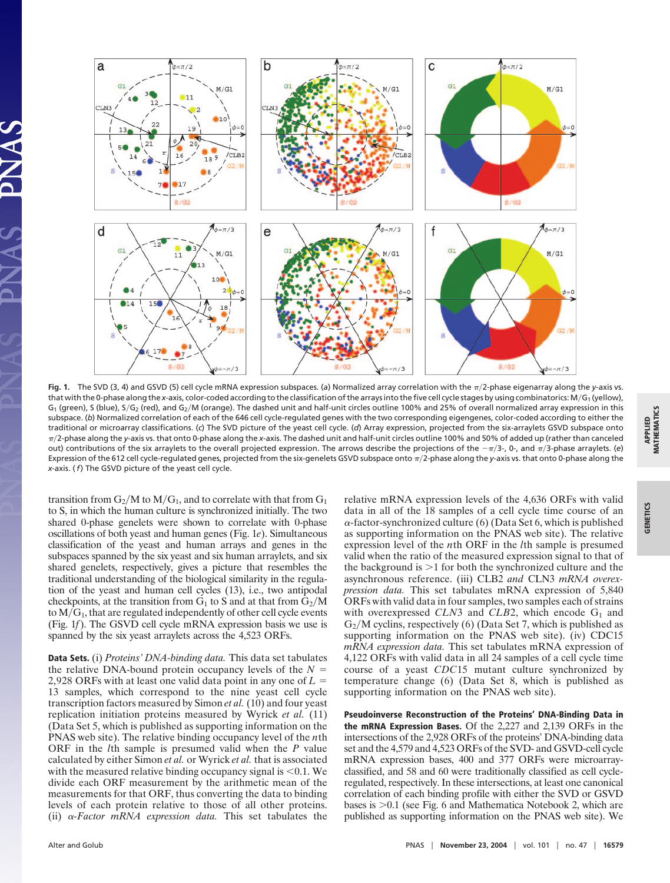Fig. 1. The SVD (3, 4) and GSVD (5) cell cycle mRNA expression subspaces. (*a*) Normalized array correlation with the $\pi/2$-phase eigenarray along the *y*-axis vs. that with the 0-phase along the *x*-axis, color-coded according to the classification of the arrays into the five cell cycle stages by using combinatorics: M/$G_1$ (yellow), $G_1$ (green), S (blue), S/$G_2$ (red), and $G_2$/M (orange). The dashed unit and half-unit circles outline 100% and 25% of overall normalized array expression in this subspace. (*b*) Normalized correlation of each of the 646 cell cycle-regulated genes with the two corresponding eigengenes, color-coded according to either the traditional or microarray classifications. (*c*) The SVD picture of the yeast cell cycle. (*d*) Array expression, projected from the six-arraylets GSVD subspace onto $\pi/2$-phase along the *y*-axis vs. that onto 0-phase along the *x*-axis. The dashed unit and half-unit circles outline 100% and 50% of added up (rather than canceled out) contributions of the six arraylets to the overall projected expression. The arrows describe the projections of the $-\pi/3$-, 0-, and $\pi/3$-phase arraylets. (*e*) Expression of the 612 cell cycle-regulated genes, projected from the six-genelets GSVD subspace onto $\pi/2$-phase along the *y*-axis vs. that onto 0-phase along the *x*-axis. (*f*) The GSVD picture of the yeast cell cycle.

transition from $G_2$/M to M/$G_1$, and to correlate with that from $G_1$ to S, in which the human culture is synchronized initially. The two shared 0-phase genelets were shown to correlate with 0-phase oscillations of both yeast and human genes (Fig. 1*e*). Simultaneous classification of the yeast and human arrays and genes in the subspaces spanned by the six yeast and six human arraylets, and six shared genelets, respectively, gives a picture that resembles the traditional understanding of the biological similarity in the regulation of the yeast and human cell cycles (13), i.e., two antipodal checkpoints, at the transition from $G_1$ to S and at that from $G_2$/M to M/$G_1$, that are regulated independently of other cell cycle events (Fig. 1*f*). The GSVD cell cycle mRNA expression basis we use is spanned by the six yeast arraylets across the 4,523 ORFs.

**Data Sets.** (i) *Proteins' DNA-binding data.* This data set tabulates the relative DNA-bound protein occupancy levels of the $N$ = 2,928 ORFs with at least one valid data point in any one of $L$ = 13 samples, which correspond to the nine yeast cell cycle transcription factors measured by Simon *et al.* (10) and four yeast replication initiation proteins measured by Wyrick *et al.* (11) (Data Set 5, which is published as supporting information on the PNAS web site). The relative binding occupancy level of the $n$th ORF in the $l$th sample is presumed valid when the $P$ value calculated by either Simon *et al.* or Wyrick *et al.* that is associated with the measured relative binding occupancy signal is <0.1. We divide each ORF measurement by the arithmetic mean of the measurements for that ORF, thus converting the data to binding levels of each protein relative to those of all other proteins. (ii) *α-Factor mRNA expression data.* This set tabulates the relative mRNA expression levels of the 4,636 ORFs with valid data in all of the 18 samples of a cell cycle time course of an α-factor-synchronized culture (6) (Data Set 6, which is published as supporting information on the PNAS web site). The relative expression level of the $n$th ORF in the $l$th sample is presumed valid when the ratio of the measured expression signal to that of the background is >1 for both the synchronized culture and the asynchronous reference. (iii) *CLB2 and CLN3 mRNA overexpression data.* This set tabulates mRNA expression of 5,840 ORFs with valid data in four samples, two samples each of strains with overexpressed *CLN3* and *CLB2*, which encode $G_1$ and $G_2$/M cyclins, respectively (6) (Data Set 7, which is published as supporting information on the PNAS web site). (iv) *CDC15 mRNA expression data.* This set tabulates mRNA expression of 4,122 ORFs with valid data in all 24 samples of a cell cycle time course of a yeast *CDC*15 mutant culture synchronized by temperature change (6) (Data Set 8, which is published as supporting information on the PNAS web site).

**Pseudoinverse Reconstruction of the Proteins' DNA-Binding Data in the mRNA Expression Bases.** Of the 2,227 and 2,139 ORFs in the intersections of the 2,928 ORFs of the proteins' DNA-binding data set and the 4,579 and 4,523 ORFs of the SVD- and GSVD-cell cycle mRNA expression bases, 400 and 377 ORFs were microarray-classified, and 58 and 60 were traditionally classified as cell cycle-regulated, respectively. In these intersections, at least one canonical correlation of each binding profile with either the SVD or GSVD bases is >0.1 (see Fig. 6 and Mathematica Notebook 2, which are published as supporting information on the PNAS web site). We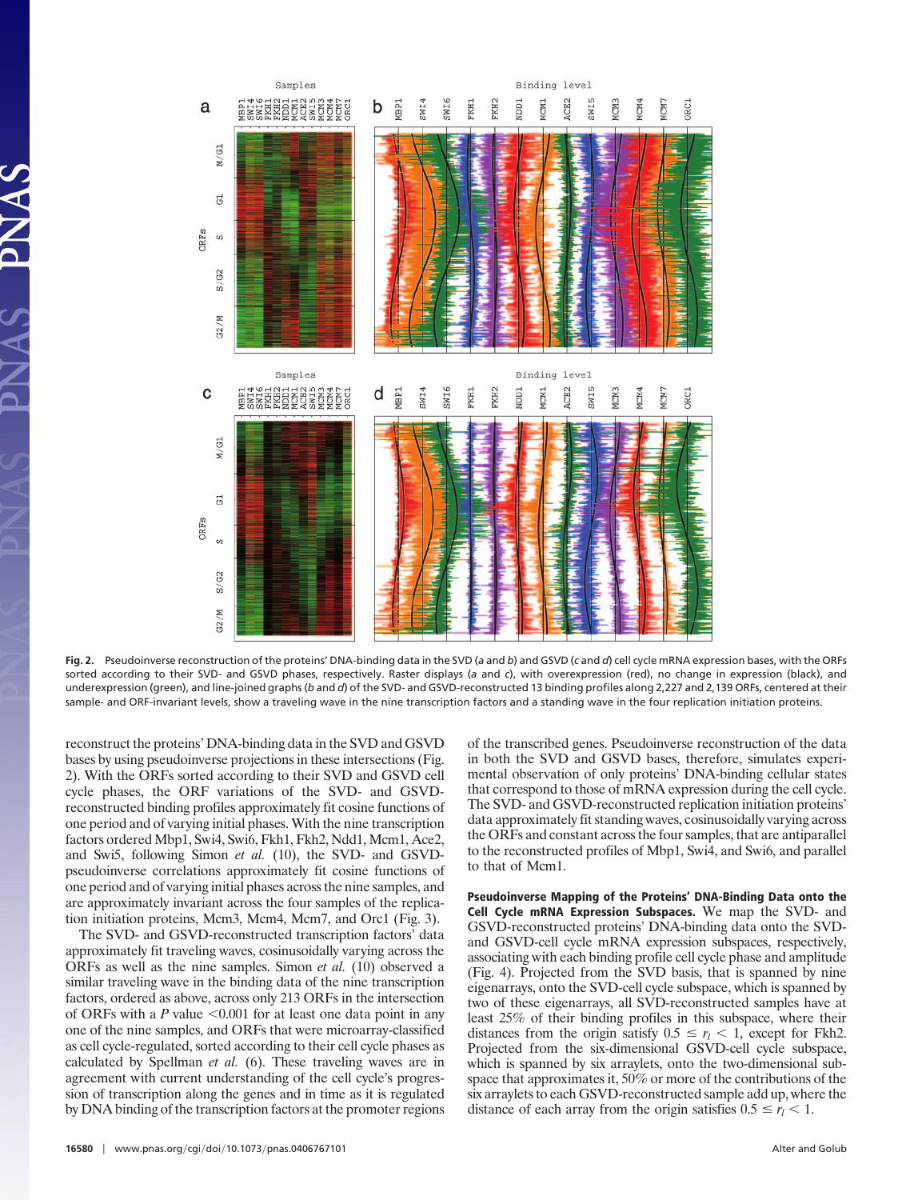**Fig. 2.** Pseudoinverse reconstruction of the proteins' DNA-binding data in the SVD (*a* and *b*) and GSVD (*c* and *d*) cell cycle mRNA expression bases, with the ORFs sorted according to their SVD- and GSVD phases, respectively. Raster displays (*a* and *c*), with overexpression (red), no change in expression (black), and underexpression (green), and line-joined graphs (*b* and *d*) of the SVD- and GSVD-reconstructed 13 binding profiles along 2,227 and 2,139 ORFs, centered at their sample- and ORF-invariant levels, show a traveling wave in the nine transcription factors and a standing wave in the four replication initiation proteins.

reconstruct the proteins' DNA-binding data in the SVD and GSVD bases by using pseudoinverse projections in these intersections (Fig. 2). With the ORFs sorted according to their SVD and GSVD cell cycle phases, the ORF variations of the SVD- and GSVD-reconstructed binding profiles approximately fit cosine functions of one period and of varying initial phases. With the nine transcription factors ordered Mbp1, Swi4, Swi6, Fkh1, Fkh2, Ndd1, Mcm1, Ace2, and Swi5, following Simon *et al.* (10), the SVD- and GSVD-pseudoinverse correlations approximately fit cosine functions of one period and of varying initial phases across the nine samples, and are approximately invariant across the four samples of the replication initiation proteins, Mcm3, Mcm4, Mcm7, and Orc1 (Fig. 3).

The SVD- and GSVD-reconstructed transcription factors' data approximately fit traveling waves, cosinusoidally varying across the ORFs as well as the nine samples. Simon *et al.* (10) observed a similar traveling wave in the binding data of the nine transcription factors, ordered as above, across only 213 ORFs in the intersection of ORFs with a $P$ value $<0.001$ for at least one data point in any one of the nine samples, and ORFs that were microarray-classified as cell cycle-regulated, sorted according to their cell cycle phases as calculated by Spellman *et al.* (6). These traveling waves are in agreement with current understanding of the cell cycle's progression of transcription along the genes and in time as it is regulated by DNA binding of the transcription factors at the promoter regions of the transcribed genes. Pseudoinverse reconstruction of the data in both the SVD and GSVD bases, therefore, simulates experimental observation of only proteins' DNA-binding cellular states that correspond to those of mRNA expression during the cell cycle. The SVD- and GSVD-reconstructed replication initiation proteins' data approximately fit standing waves, cosinusoidally varying across the ORFs and constant across the four samples, that are antiparallel to the reconstructed profiles of Mbp1, Swi4, and Swi6, and parallel to that of Mcm1.

**Pseudoinverse Mapping of the Proteins' DNA-Binding Data onto the Cell Cycle mRNA Expression Subspaces.** We map the SVD- and GSVD-reconstructed proteins' DNA-binding data onto the SVD- and GSVD-cell cycle mRNA expression subspaces, respectively, associating with each binding profile cell cycle phase and amplitude (Fig. 4). Projected from the SVD basis, that is spanned by nine eigenarrays, onto the SVD-cell cycle subspace, which is spanned by two of these eigenarrays, all SVD-reconstructed samples have at least 25% of their binding profiles in this subspace, where their distances from the origin satisfy $0.5 \leq r_l < 1$, except for Fkh2. Projected from the six-dimensional GSVD-cell cycle subspace, which is spanned by six arraylets, onto the two-dimensional subspace that approximates it, 50% or more of the contributions of the six arraylets to each GSVD-reconstructed sample add up, where the distance of each array from the origin satisfies $0.5 \leq r_l \leq 1$.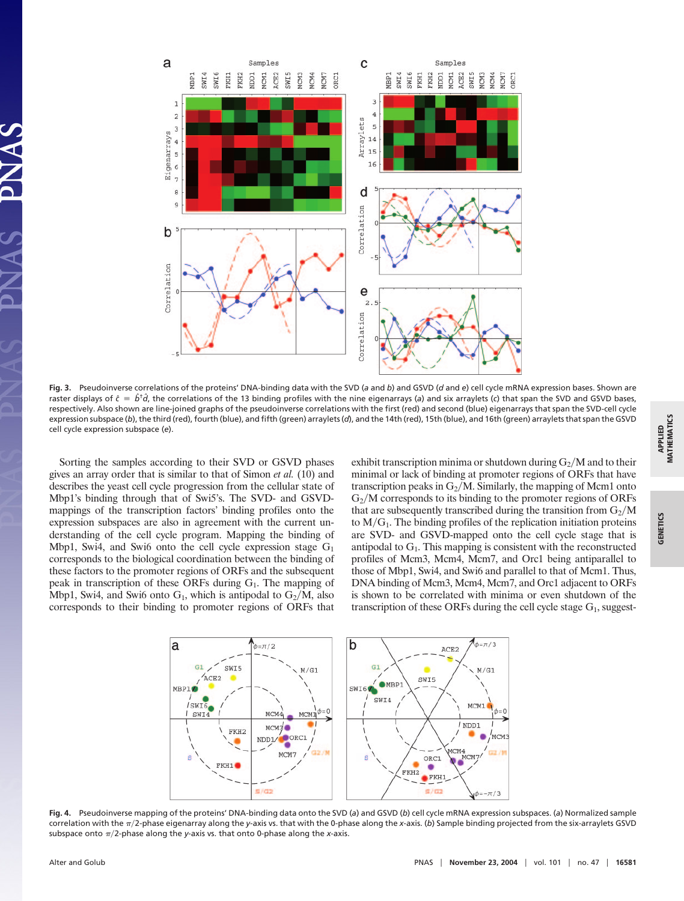**Fig. 3.** Pseudoinverse correlations of the proteins' DNA-binding data with the SVD (*a* and *b*) and GSVD (*d* and *e*) cell cycle mRNA expression bases. Shown are raster displays of $\hat{c} = \hat{b}^{\dagger}\hat{d}$, the correlations of the 13 binding profiles with the nine eigenarrays (*a*) and six arraylets (*c*) that span the SVD and GSVD bases, respectively. Also shown are line-joined graphs of the pseudoinverse correlations with the first (red) and second (blue) eigenarrays that span the SVD-cell cycle expression subspace (*b*), the third (red), fourth (blue), and fifth (green) arraylets (*d*), and the 14th (red), 15th (blue), and 16th (green) arraylets that span the GSVD cell cycle expression subspace (*e*).

Sorting the samples according to their SVD or GSVD phases gives an array order that is similar to that of Simon *et al.* (10) and describes the yeast cell cycle progression from the cellular state of Mbp1's binding through that of Swi5's. The SVD- and GSVD-mappings of the transcription factors' binding profiles onto the expression subspaces are also in agreement with the current understanding of the cell cycle program. Mapping the binding of Mbp1, Swi4, and Swi6 onto the cell cycle expression stage $G_1$ corresponds to the biological coordination between the binding of these factors to the promoter regions of ORFs and the subsequent peak in transcription of these ORFs during $G_1$. The mapping of Mbp1, Swi4, and Swi6 onto $G_1$, which is antipodal to $G_2$/M, also corresponds to their binding to promoter regions of ORFs that exhibit transcription minima or shutdown during $G_2$/M and to their minimal or lack of binding at promoter regions of ORFs that have transcription peaks in $G_2$/M. Similarly, the mapping of Mcm1 onto $G_2$/M corresponds to its binding to the promoter regions of ORFs that are subsequently transcribed during the transition from $G_2$/M to M/$G_1$. The binding profiles of the replication initiation proteins are SVD- and GSVD-mapped onto the cell cycle stage that is antipodal to $G_1$. This mapping is consistent with the reconstructed profiles of Mcm3, Mcm4, Mcm7, and Orc1 being antiparallel to those of Mbp1, Swi4, and Swi6 and parallel to that of Mcm1. Thus, DNA binding of Mcm3, Mcm4, Mcm7, and Orc1 adjacent to ORFs is shown to be correlated with minima or even shutdown of the transcription of these ORFs during the cell cycle stage $G_1$, suggest-

**Fig. 4.** Pseudoinverse mapping of the proteins' DNA-binding data onto the SVD (*a*) and GSVD (*b*) cell cycle mRNA expression subspaces. (*a*) Normalized sample correlation with the $\pi/2$-phase eigenarray along the *y*-axis vs. that with the 0-phase along the *x*-axis. (*b*) Sample binding projected from the six-arraylets GSVD subspace onto $\pi/2$-phase along the *y*-axis vs. that onto 0-phase along the *x*-axis.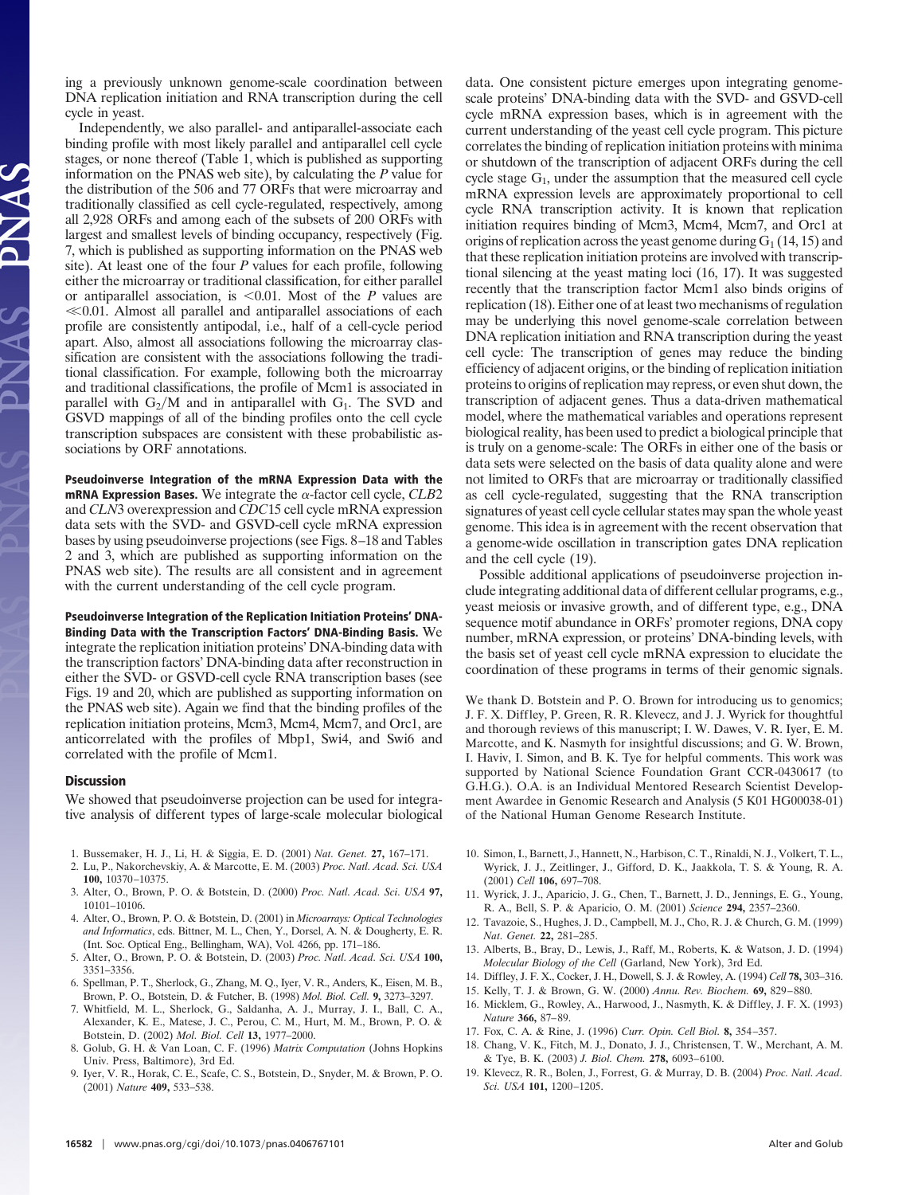ing a previously unknown genome-scale coordination between DNA replication initiation and RNA transcription during the cell cycle in yeast.

Independently, we also parallel- and antiparallel-associate each binding profile with most likely parallel and antiparallel cell cycle stages, or none thereof (Table 1, which is published as supporting information on the PNAS web site), by calculating the *P* value for the distribution of the 506 and 77 ORFs that were microarray and traditionally classified as cell cycle-regulated, respectively, among all 2,928 ORFs and among each of the subsets of 200 ORFs with largest and smallest levels of binding occupancy, respectively (Fig. 7, which is published as supporting information on the PNAS web site). At least one of the four *P* values for each profile, following either the microarray or traditional classification, for either parallel or antiparallel association, is $<0.01$. Most of the *P* values are $\ll 0.01$. Almost all parallel and antiparallel associations of each profile are consistently antipodal, i.e., half of a cell-cycle period apart. Also, almost all associations following the microarray classification are consistent with the associations following the traditional classification. For example, following both the microarray and traditional classifications, the profile of Mcm1 is associated in parallel with $G_2$/M and in antiparallel with $G_1$. The SVD and GSVD mappings of all of the binding profiles onto the cell cycle transcription subspaces are consistent with these probabilistic associations by ORF annotations.

**Pseudoinverse Integration of the mRNA Expression Data with the mRNA Expression Bases.** We integrate the α-factor cell cycle, *CLB2* and *CLN3* overexpression and *CDC15* cell cycle mRNA expression data sets with the SVD- and GSVD-cell cycle mRNA expression bases by using pseudoinverse projections (see Figs. 8–18 and Tables 2 and 3, which are published as supporting information on the PNAS web site). The results are all consistent and in agreement with the current understanding of the cell cycle program.

**Pseudoinverse Integration of the Replication Initiation Proteins' DNA-Binding Data with the Transcription Factors' DNA-Binding Basis.** We integrate the replication initiation proteins' DNA-binding data with the transcription factors' DNA-binding data after reconstruction in either the SVD- or GSVD-cell cycle RNA transcription bases (see Figs. 19 and 20, which are published as supporting information on the PNAS web site). Again we find that the binding profiles of the replication initiation proteins, Mcm3, Mcm4, Mcm7, and Orc1, are anticorrelated with the profiles of Mbp1, Swi4, and Swi6 and correlated with the profile of Mcm1.

## Discussion

We showed that pseudoinverse projection can be used for integrative analysis of different types of large-scale molecular biological data. One consistent picture emerges upon integrating genome-scale proteins' DNA-binding data with the SVD- and GSVD-cell cycle mRNA expression bases, which is in agreement with the current understanding of the yeast cell cycle program. This picture correlates the binding of replication initiation proteins with minima or shutdown of the transcription of adjacent ORFs during the cell cycle stage $G_1$, under the assumption that the measured cell cycle mRNA expression levels are approximately proportional to cell cycle RNA transcription activity. It is known that replication initiation requires binding of Mcm3, Mcm4, Mcm7, and Orc1 at origins of replication across the yeast genome during $G_1$ (14, 15) and that these replication initiation proteins are involved with transcriptional silencing at the yeast mating loci (16, 17). It was suggested recently that the transcription factor Mcm1 also binds origins of replication (18). Either one of at least two mechanisms of regulation may be underlying this novel genome-scale correlation between DNA replication initiation and RNA transcription during the yeast cell cycle: The transcription of genes may reduce the binding efficiency of adjacent origins, or the binding of replication initiation proteins to origins of replication may repress, or even shut down, the transcription of adjacent genes. Thus a data-driven mathematical model, where the mathematical variables and operations represent biological reality, has been used to predict a biological principle that is truly on a genome-scale: The ORFs in either one of the basis or data sets were selected on the basis of data quality alone and were not limited to ORFs that are microarray or traditionally classified as cell cycle-regulated, suggesting that the RNA transcription signatures of yeast cell cycle cellular states may span the whole yeast genome. This idea is in agreement with the recent observation that a genome-wide oscillation in transcription gates DNA replication and the cell cycle (19).

Possible additional applications of pseudoinverse projection include integrating additional data of different cellular programs, e.g., yeast meiosis or invasive growth, and of different type, e.g., DNA sequence motif abundance in ORFs' promoter regions, DNA copy number, mRNA expression, or proteins' DNA-binding levels, with the basis set of yeast cell cycle mRNA expression to elucidate the coordination of these programs in terms of their genomic signals.

We thank D. Botstein and P. O. Brown for introducing us to genomics; J. F. X. Diffley, P. Green, R. R. Klevecz, and J. J. Wyrick for thoughtful and thorough reviews of this manuscript; I. W. Dawes, V. R. Iyer, E. M. Marcotte, and K. Nasmyth for insightful discussions; and G. W. Brown, I. Haviv, I. Simon, and B. K. Tye for helpful comments. This work was supported by National Science Foundation Grant CCR-0430617 (to G.H.G.). O.A. is an Individual Mentored Research Scientist Development Awardee in Genomic Research and Analysis (5 K01 HG00038-01) of the National Human Genome Research Institute.

1. Bussemaker, H. J., Li, H. & Siggia, E. D. (2001) *Nat. Genet.* **27,** 167–171.
2. Lu, P., Nakorchevskiy, A. & Marcotte, E. M. (2003) *Proc. Natl. Acad. Sci. USA* **100,** 10370–10375.
3. Alter, O., Brown, P. O. & Botstein, D. (2000) *Proc. Natl. Acad. Sci. USA* **97,** 10101–10106.
4. Alter, O., Brown, P. O. & Botstein, D. (2001) in *Microarrays: Optical Technologies and Informatics*, eds. Bittner, M. L., Chen, Y., Dorsel, A. N. & Dougherty, E. R. (Int. Soc. Optical Eng., Bellingham, WA), Vol. 4266, pp. 171–186.
5. Alter, O., Brown, P. O. & Botstein, D. (2003) *Proc. Natl. Acad. Sci. USA* **100,** 3351–3356.
6. Spellman, P. T., Sherlock, G., Zhang, M. Q., Iyer, V. R., Anders, K., Eisen, M. B., Brown, P. O., Botstein, D. & Futcher, B. (1998) *Mol. Biol. Cell.* **9,** 3273–3297.
7. Whitfield, M. L., Sherlock, G., Saldanha, A. J., Murray, J. I., Ball, C. A., Alexander, K. E., Matese, J. C., Perou, C. M., Hurt, M. M., Brown, P. O. & Botstein, D. (2002) *Mol. Biol. Cell* **13,** 1977–2000.
8. Golub, G. H. & Van Loan, C. F. (1996) *Matrix Computation* (Johns Hopkins Univ. Press, Baltimore), 3rd Ed.
9. Iyer, V. R., Horak, C. E., Scafe, C. S., Botstein, D., Snyder, M. & Brown, P. O. (2001) *Nature* **409,** 533–538.
10. Simon, I., Barnett, J., Hannett, N., Harbison, C. T., Rinaldi, N. J., Volkert, T. L., Wyrick, J. J., Zeitlinger, J., Gifford, D. K., Jaakkola, T. S. & Young, R. A. (2001) *Cell* **106,** 697–708.
11. Wyrick, J. J., Aparicio, J. G., Chen, T., Barnett, J. D., Jennings, E. G., Young, R. A., Bell, S. P. & Aparicio, O. M. (2001) *Science* **294,** 2357–2360.
12. Tavazoie, S., Hughes, J. D., Campbell, M. J., Cho, R. J. & Church, G. M. (1999) *Nat. Genet.* **22,** 281–285.
13. Alberts, B., Bray, D., Lewis, J., Raff, M., Roberts, K. & Watson, J. D. (1994) *Molecular Biology of the Cell* (Garland, New York), 3rd Ed.
14. Diffley, J. F. X., Cocker, J. H., Dowell, S. J. & Rowley, A. (1994) *Cell* **78,** 303–316.
15. Kelly, T. J. & Brown, G. W. (2000) *Annu. Rev. Biochem.* **69,** 829–880.
16. Micklem, G., Rowley, A., Harwood, J., Nasmyth, K. & Diffley, J. F. X. (1993) *Nature* **366,** 87–89.
17. Fox, C. A. & Rine, J. (1996) *Curr. Opin. Cell Biol.* **8,** 354–357.
18. Chang, V. K., Fitch, M. J., Donato, J. J., Christensen, T. W., Merchant, A. M. & Tye, B. K. (2003) *J. Biol. Chem.* **278,** 6093–6100.
19. Klevecz, R. R., Bolen, J., Forrest, G. & Murray, D. B. (2004) *Proc. Natl. Acad. Sci. USA* **101,** 1200–1205.